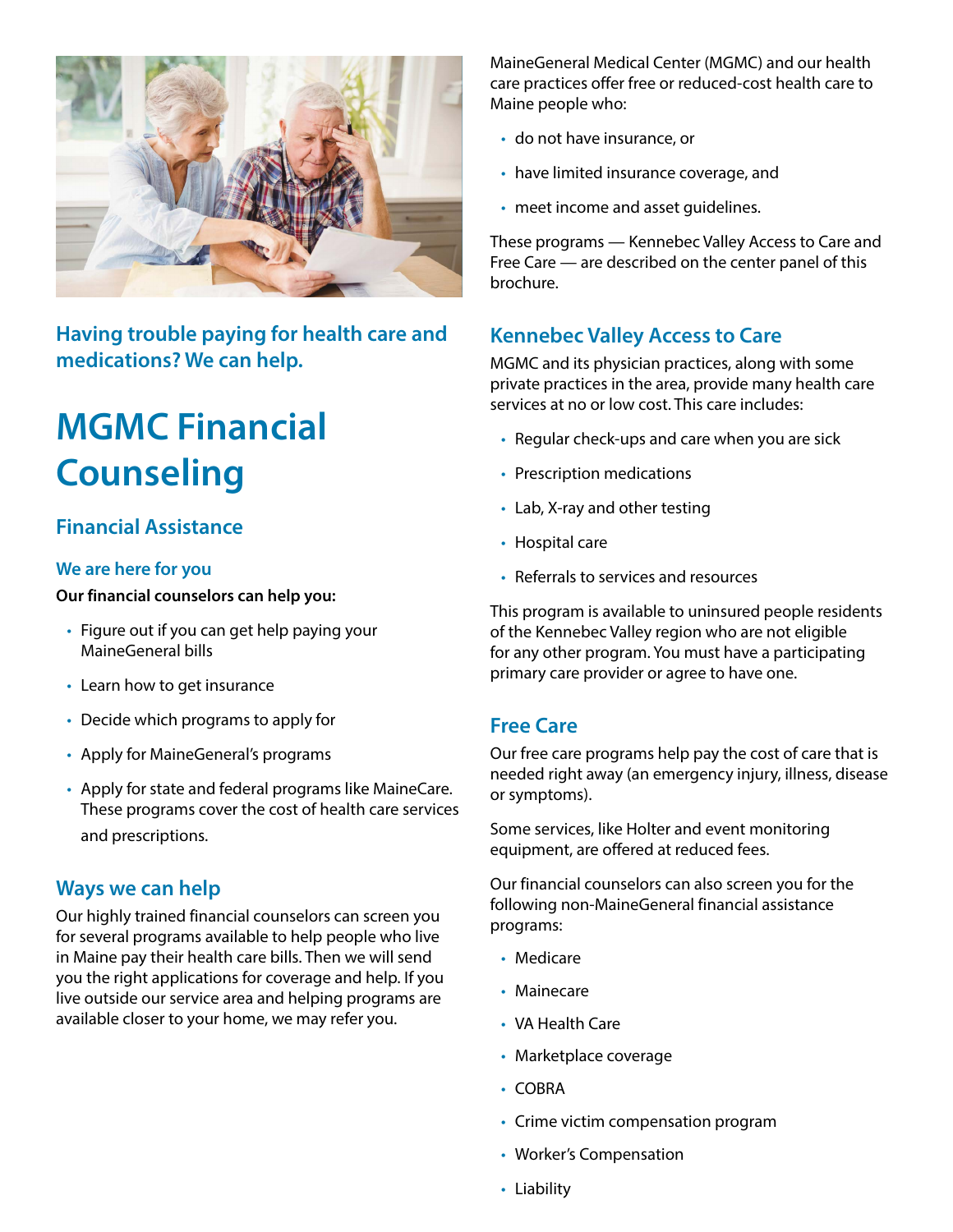**Having trouble paying for health care and medications? We can help.**

# MGMC Financial Counseling

## Financial Assistance

### We are here for you

**Our financial counselors can help you:**

- Figure out if you can get help paying your MaineGeneral bills
- Learn how to get insurance
- Decide which programs to apply for
- Apply for MaineGeneral's programs
- Apply for state and federal programs like MaineCare. These programs cover the cost of health care services and prescriptions.

### Ways we can help

Our highly trained financial counselors can screen you for several programs available to help people who live in Maine pay their health care bills. Then we will send you the right applications for coverage and help. If you live outside our service area and helping programs are available closer to your home, we may refer you.

MaineGeneral Medical Center (MGMC) and our health care practices offer free or reduced-cost health care to Maine people who:

- do not have insurance, or
- have limited insurance coverage, and
- meet income and asset guidelines.

These programs — Kennebec Valley Access to Care and Free Care — are described on the center panel of this brochure.

### Kennebec Valley Access to Care

MGMC and its physician practices, along with some private practices in the area, provide many health care services at no or low cost. This care includes:

- Regular check-ups and care when you are sick
- Prescription medications
- Lab, X-ray and other testing
- Hospital care
- Referrals to services and resources

This program is available to uninsured people residents of the Kennebec Valley region who are not eligible for any other program. You must have a participating primary care provider or agree to have one.

### Free Care

Our free care programs help pay the cost of care that is needed right away (an emergency injury, illness, disease or symptoms).

Some services, like Holter and event monitoring equipment, are offered at reduced fees.

Our financial counselors can also screen you for the following non-MaineGeneral financial assistance programs:

- Medicare
- Mainecare
- VA Health Care
- Marketplace coverage
- COBRA
- Crime victim compensation program
- Worker's Compensation
- Liability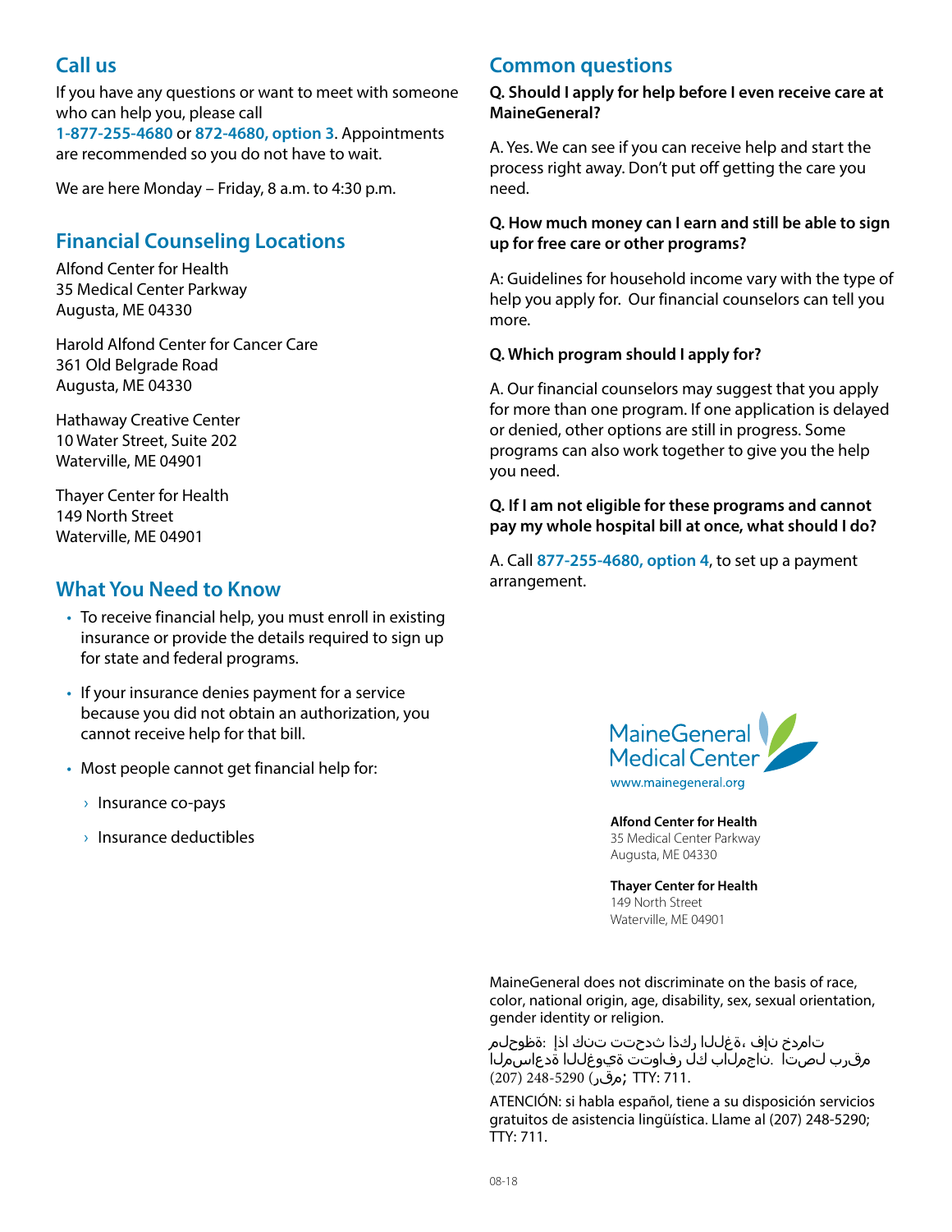## Call us

If you have any questions or want to meet with someone who can help you, please call **1-877-255-4680** or **872-4680, option 3**. Appointments are recommended so you do not have to wait.

We are here Monday – Friday, 8 a.m. to 4:30 p.m.

## Financial Counseling Locations

Alfond Center for Health
35 Medical Center Parkway
Augusta, ME 04330

Harold Alfond Center for Cancer Care
361 Old Belgrade Road
Augusta, ME 04330

Hathaway Creative Center
10 Water Street, Suite 202
Waterville, ME 04901

Thayer Center for Health
149 North Street
Waterville, ME 04901

## What You Need to Know

- To receive financial help, you must enroll in existing insurance or provide the details required to sign up for state and federal programs.
- If your insurance denies payment for a service because you did not obtain an authorization, you cannot receive help for that bill.
- Most people cannot get financial help for:
  - Insurance co-pays
  - Insurance deductibles

## Common questions

**Q. Should I apply for help before I even receive care at MaineGeneral?**

A. Yes. We can see if you can receive help and start the process right away. Don't put off getting the care you need.

**Q. How much money can I earn and still be able to sign up for free care or other programs?**

A: Guidelines for household income vary with the type of help you apply for. Our financial counselors can tell you more.

**Q. Which program should I apply for?**

A. Our financial counselors may suggest that you apply for more than one program. If one application is delayed or denied, other options are still in progress. Some programs can also work together to give you the help you need.

**Q. If I am not eligible for these programs and cannot pay my whole hospital bill at once, what should I do?**

A. Call **877-255-4680, option 4**, to set up a payment arrangement.

MaineGeneral Medical Center
www.mainegeneral.org

**Alfond Center for Health**
35 Medical Center Parkway
Augusta, ME 04330

**Thayer Center for Health**
149 North Street
Waterville, ME 04901

MaineGeneral does not discriminate on the basis of race, color, national origin, age, disability, sex, sexual orientation, gender identity or religion.

ملحوظة: إذا كنت تتحدث اذكر اللغة، فإن خدمات المساعدة اللغوية تتوافر لك بالمجان. اتصل برقم (207) 248-5290 (رقم; TTY: 711.

ATENCIÓN: si habla español, tiene a su disposición servicios gratuitos de asistencia lingüística. Llame al (207) 248-5290; TTY: 711.

08-18